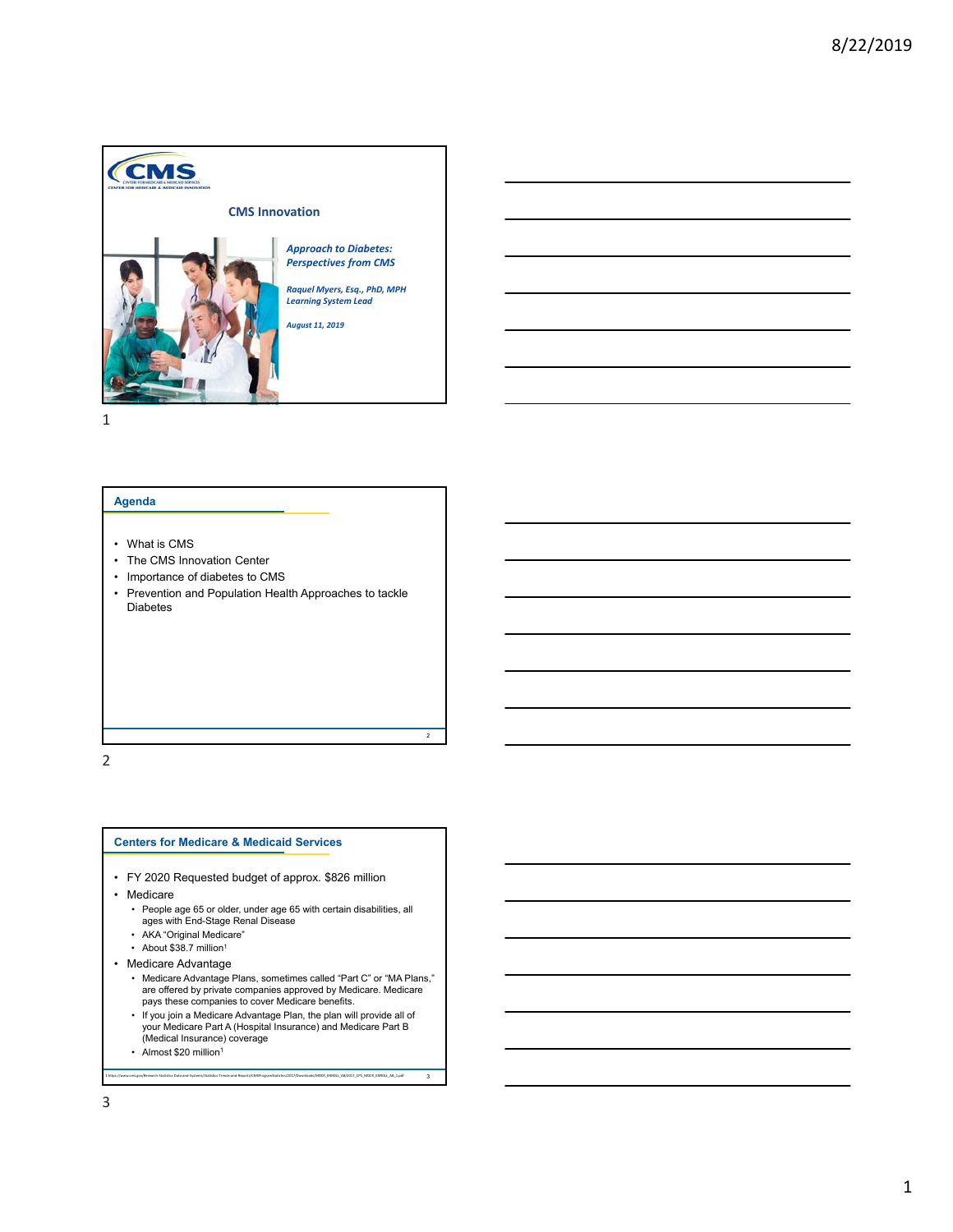CMS Innovation

*Approach to Diabetes: Perspectives from CMS*

*Raquel Myers, Esq., PhD, MPH*
*Learning System Lead*

*August 11, 2019*

## Agenda

- What is CMS
- The CMS Innovation Center
- Importance of diabetes to CMS
- Prevention and Population Health Approaches to tackle Diabetes

## Centers for Medicare & Medicaid Services

- FY 2020 Requested budget of approx. $826 million
- Medicare
  - People age 65 or older, under age 65 with certain disabilities, all ages with End-Stage Renal Disease
  - AKA "Original Medicare"
  - About $38.7 million[1]
- Medicare Advantage
  - Medicare Advantage Plans, sometimes called "Part C" or "MA Plans," are offered by private companies approved by Medicare. Medicare pays these companies to cover Medicare benefits.
  - If you join a Medicare Advantage Plan, the plan will provide all of your Medicare Part A (Hospital Insurance) and Medicare Part B (Medical Insurance) coverage
  - Almost $20 million[1]

1 https://www.cms.gov/Research-Statistics-Data-and-Systems/Statistics-Trends-and-Reports/CMSProgramStatistics/2017/Downloads/MDCR_ENROLL_AB/2017_CPS_MDCR_ENROLL_AB_1.pdf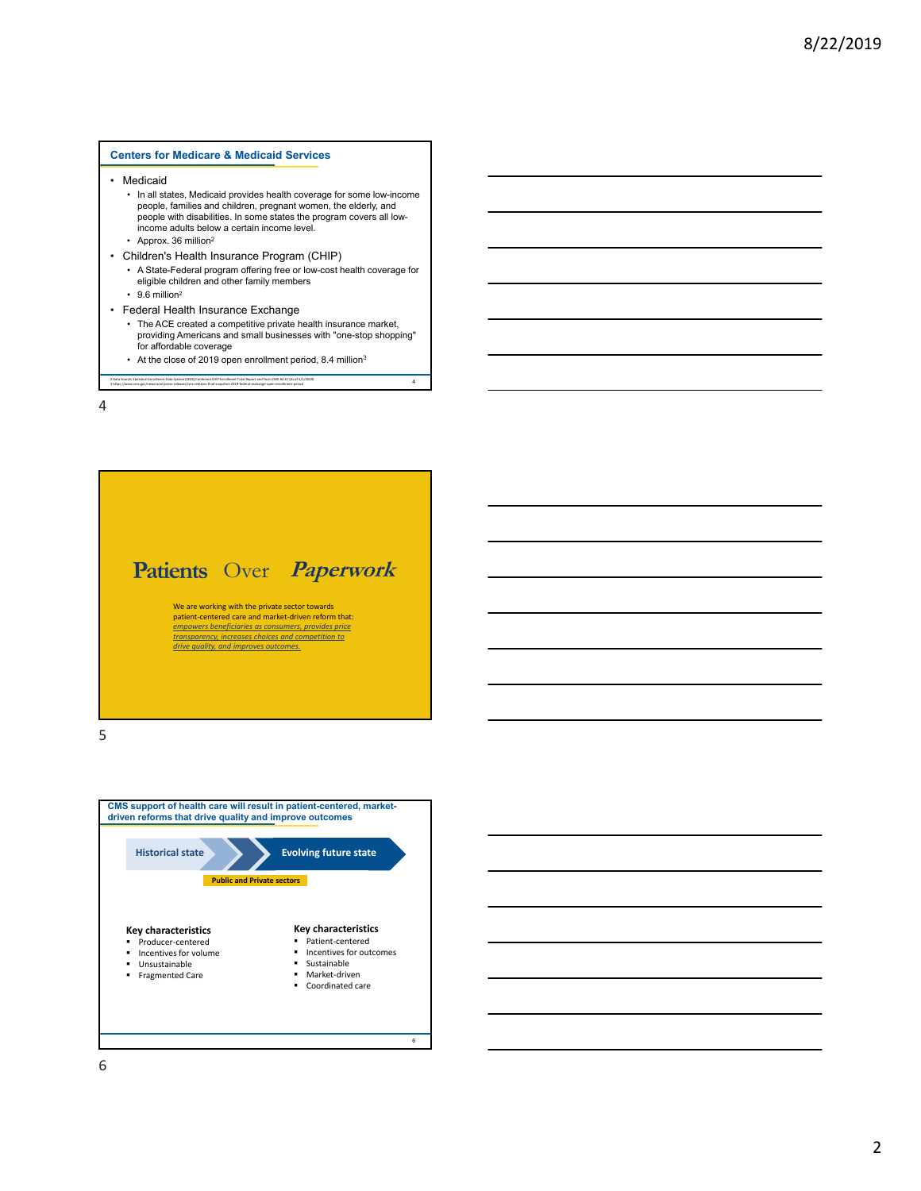## Centers for Medicare & Medicaid Services

- Medicaid
  - In all states, Medicaid provides health coverage for some low-income people, families and children, pregnant women, the elderly, and people with disabilities. In some states the program covers all low-income adults below a certain income level.
  - Approx. 36 million[2]
- Children's Health Insurance Program (CHIP)
  - A State-Federal program offering free or low-cost health coverage for eligible children and other family members
  - 9.6 million[2]
- Federal Health Insurance Exchange
  - The ACE created a competitive private health insurance market, providing Americans and small businesses with "one-stop shopping" for affordable coverage
  - At the close of 2019 open enrollment period, 8.4 million[3]

2 Data Source: Statistical Enrollment Data System (SEDS) Combined CHIP Enrollment Total Report and Form CMS-64.EC (As of 5/1/2019)
3 https://www.cms.gov/newsroom/press-releases/cms-releases-final-snapshot-2019-federal-exchange-open-enrollment-period

## Patients Over *Paperwork*

We are working with the private sector towards patient-centered care and market-driven reform that: empowers beneficiaries as consumers, provides price transparency, increases choices and competition to drive quality, and improves outcomes.

## CMS support of health care will result in patient-centered, market-driven reforms that drive quality and improve outcomes

Historical state → Evolving future state

Public and Private sectors

| Historical state – Key characteristics | Evolving future state – Key characteristics |
|---|---|
| Producer-centered | Patient-centered |
| Incentives for volume | Incentives for outcomes |
| Unsustainable | Sustainable |
| Fragmented Care | Market-driven |
| | Coordinated care |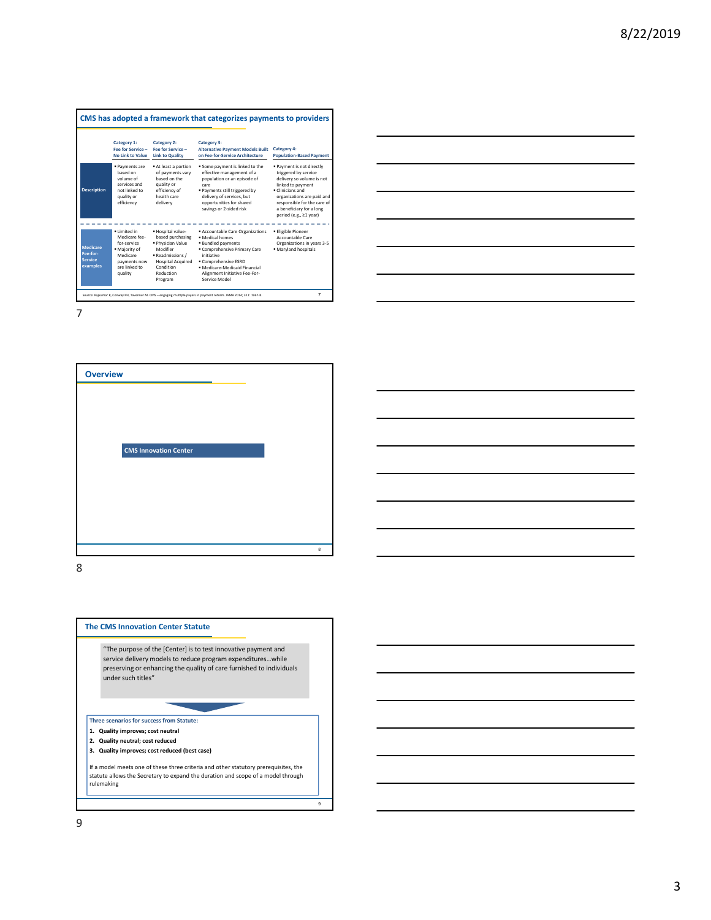## CMS has adopted a framework that categorizes payments to providers

| | Category 1: Fee for Service – No Link to Value | Category 2: Fee for Service – Link to Quality | Category 3: Alternative Payment Models Built on Fee-for-Service Architecture | Category 4: Population-Based Payment |
|---|---|---|---|---|
| **Description** | • Payments are based on volume of services and not linked to quality or efficiency | • At least a portion of payments vary based on the quality or efficiency of health care delivery | • Some payment is linked to the effective management of a population or an episode of care<br>• Payments still triggered by delivery of services, but opportunities for shared savings or 2-sided risk | • Payment is not directly triggered by service delivery so volume is not linked to payment<br>• Clinicians and organizations are paid and responsible for the care of a beneficiary for a long period (e.g., ≥1 year) |
| **Medicare Fee-for-Service examples** | • Limited in Medicare fee-for-service<br>• Majority of Medicare payments now are linked to quality | • Hospital value-based purchasing<br>• Physician Value Modifier<br>• Readmissions / Hospital Acquired Condition Reduction Program | • Accountable Care Organizations<br>• Medical homes<br>• Bundled payments<br>• Comprehensive Primary Care initiative<br>• Comprehensive ESRD<br>• Medicare-Medicaid Financial Alignment Initiative Fee-For-Service Model | • Eligible Pioneer Accountable Care Organizations in years 3-5<br>• Maryland hospitals |

Source: Rajkumar R, Conway PH, Tavenner M. CMS – engaging multiple payers in payment reform. JAMA 2014; 311: 1967-8.

## Overview

**CMS Innovation Center**

## The CMS Innovation Center Statute

"The purpose of the [Center] is to test innovative payment and service delivery models to reduce program expenditures…while preserving or enhancing the quality of care furnished to individuals under such titles"

**Three scenarios for success from Statute:**

1. **Quality improves; cost neutral**
2. **Quality neutral; cost reduced**
3. **Quality improves; cost reduced (best case)**

If a model meets one of these three criteria and other statutory prerequisites, the statute allows the Secretary to expand the duration and scope of a model through rulemaking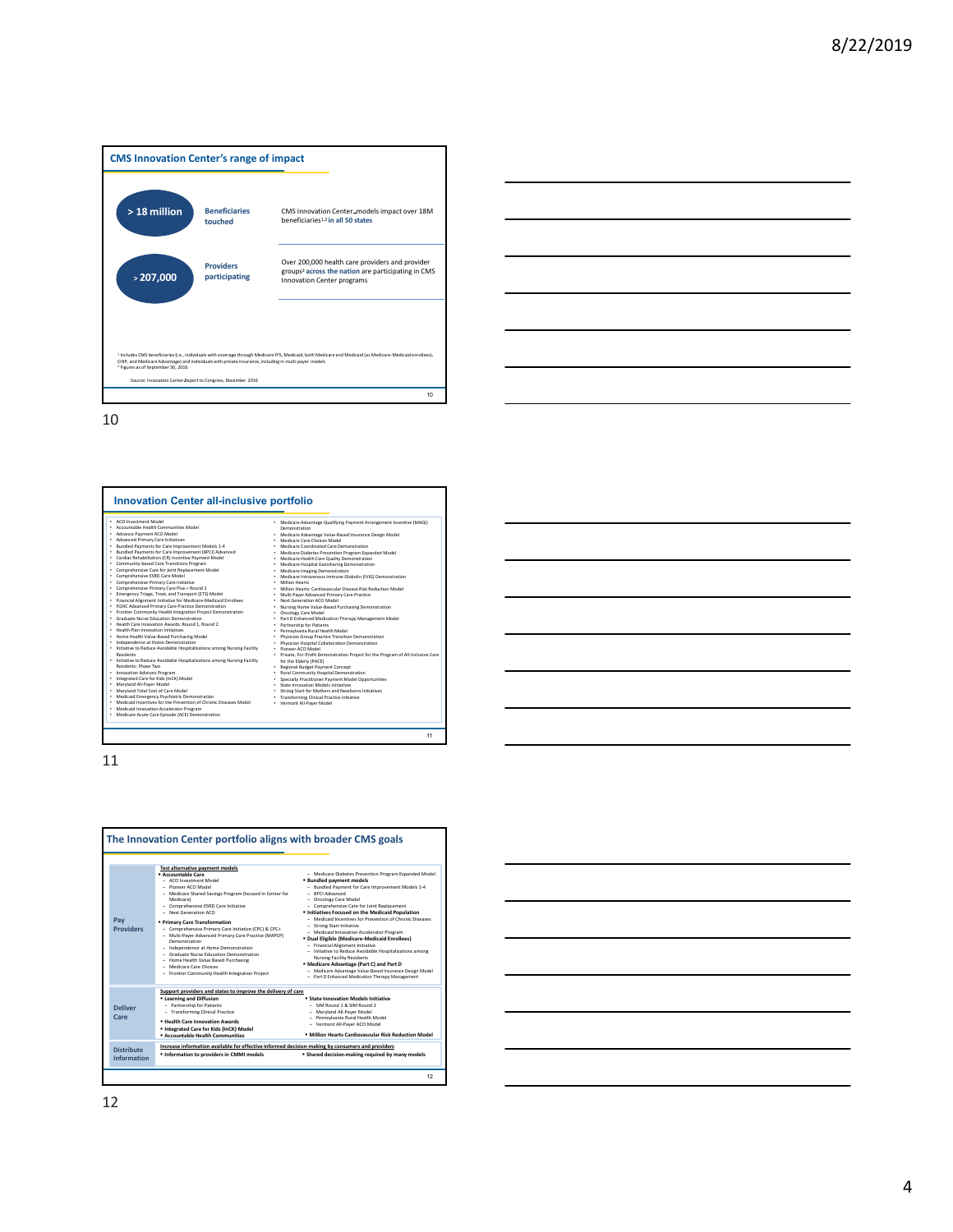## CMS Innovation Center's range of impact

| | | |
|---|---|---|
| **> 18 million** | **Beneficiaries touched** | CMS Innovation Center models impact over 18M beneficiaries[1,2] **in all 50 states** |
| **> 207,000** | **Providers participating** | Over 200,000 health care providers and provider groups[2] **across the nation** are participating in CMS Innovation Center programs |

[1] Includes CMS beneficiaries (i.e., individuals with coverage through Medicare FFS, Medicaid, both Medicare and Medicaid (as Medicare-Medicaid enrollees), CHIP, and Medicare Advantage) and individuals with private insurance, including in multi-payer models
[2] Figures as of September 30, 2016

Source: Innovation Center Report to Congress, December 2016

## Innovation Center all-inclusive portfolio

- ACO Investment Model
- Accountable Health Communities Model
- Advance Payment ACO Model
- Advanced Primary Care Initiatives
- Bundled Payments for Care Improvement Models 1-4
- Bundled Payments for Care Improvement (BPCI) Advanced
- Cardiac Rehabilitation (CR) Incentive Payment Model
- Community-based Care Transitions Program
- Comprehensive Care for Joint Replacement Model
- Comprehensive ESRD Care Model
- Comprehensive Primary Care Initiative
- Comprehensive Primary Care Plus + Round 2
- Emergency Triage, Treat, and Transport (ET3) Model
- Financial Alignment Initiative for Medicare-Medicaid Enrollees
- FQHC Advanced Primary Care Practice Demonstration
- Frontier Community Health Integration Project Demonstration
- Graduate Nurse Education Demonstration
- Health Care Innovation Awards: Round 1, Round 2
- Health Plan Innovation Initiatives
- Home Health Value-Based Purchasing Model
- Independence at Home Demonstration
- Initiative to Reduce Avoidable Hospitalizations among Nursing Facility Residents
- Initiative to Reduce Avoidable Hospitalizations among Nursing Facility Residents: Phase Two
- Innovation Advisors Program
- Integrated Care for Kids (InCK) Model
- Maryland All-Payer Model
- Maryland Total Cost of Care Model
- Medicaid Emergency Psychiatric Demonstration
- Medicaid Incentives for the Prevention of Chronic Diseases Model
- Medicaid Innovation Accelerator Program
- Medicare Acute Care Episode (ACE) Demonstration
- Medicare Advantage Qualifying Payment Arrangement Incentive (MAQI) Demonstration
- Medicare Advantage Value-Based Insurance Design Model
- Medicare Care Choices Model
- Medicare Coordinated Care Demonstration
- Medicare Diabetes Prevention Program Expanded Model
- Medicare Health Care Quality Demonstration
- Medicare Hospital Gainsharing Demonstration
- Medicare Imaging Demonstration
- Medicare Intravenous Immune Globulin (IVIG) Demonstration
- Million Hearts
- Million Hearts: Cardiovascular Disease Risk Reduction Model
- Multi-Payer Advanced Primary Care Practice
- Next Generation ACO Model
- Nursing Home Value-Based Purchasing Demonstration
- Oncology Care Model
- Part D Enhanced Medication Therapy Management Model
- Partnership for Patients
- Pennsylvania Rural Health Model
- Physician Group Practice Transition Demonstration
- Physician Hospital Collaboration Demonstration
- Pioneer ACO Model
- Private, For-Profit Demonstration Project for the Program of All-Inclusive Care for the Elderly (PACE)
- Regional Budget Payment Concept
- Rural Community Hospital Demonstration
- Specialty Practitioner Payment Model Opportunities
- State Innovation Models Initiatives
- Strong Start for Mothers and Newborns Initiatives
- Transforming Clinical Practice Initiative
- Vermont All-Payer Model

## The Innovation Center portfolio aligns with broader CMS goals

| | |
|---|---|
| **Pay Providers** | **Test alternative payment models**<br>• **Accountable Care**<br>– ACO Investment Model<br>– Pioneer ACO Model<br>– Medicare Shared Savings Program (housed in Center for Medicare)<br>– Comprehensive ESRD Care Initiative<br>– Next Generation ACO<br>• **Primary Care Transformation**<br>– Comprehensive Primary Care Initiative (CPC) & CPC+<br>– Multi-Payer Advanced Primary Care Practice (MAPCP) Demonstration<br>– Independence at Home Demonstration<br>– Graduate Nurse Education Demonstration<br>– Home Health Value Based Purchasing<br>– Medicare Care Choices<br>– Frontier Community Health Integration Project<br>– Medicare Diabetes Prevention Program Expanded Model<br>• **Bundled payment models**<br>– Bundled Payment for Care Improvement Models 1-4<br>– BPCI Advanced<br>– Oncology Care Model<br>– Comprehensive Care for Joint Replacement<br>• **Initiatives Focused on the Medicaid Population**<br>– Medicaid Incentives for Prevention of Chronic Diseases<br>– Strong Start Initiative<br>– Medicaid Innovation Accelerator Program<br>• **Dual Eligible (Medicare-Medicaid Enrollees)**<br>– Financial Alignment Initiative<br>– Initiative to Reduce Avoidable Hospitalizations among Nursing Facility Residents<br>• **Medicare Advantage (Part C) and Part D**<br>– Medicare Advantage Value-Based Insurance Design Model<br>– Part D Enhanced Medication Therapy Management |
| **Deliver Care** | **Support providers and states to improve the delivery of care**<br>• **Learning and Diffusion**<br>– Partnership for Patients<br>– Transforming Clinical Practice<br>• **Health Care Innovation Awards**<br>• **Integrated Care for Kids (InCK) Model**<br>• **Accountable Health Communities**<br>• **State Innovation Models Initiative**<br>– SIM Round 1 & SIM Round 2<br>– Maryland All-Payer Model<br>– Pennsylvania Rural Health Model<br>– Vermont All-Payer ACO Model<br>• **Million Hearts Cardiovascular Risk Reduction Model** |
| **Distribute Information** | **Increase information available for effective informed decision-making by consumers and providers**<br>• **Information to providers in CMMI models**<br>• **Shared decision-making required by many models** |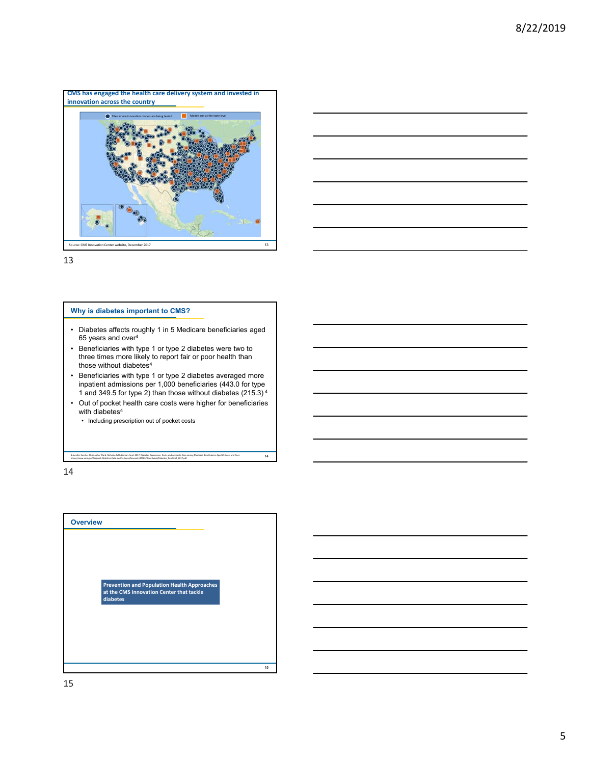## CMS has engaged the health care delivery system and invested in innovation across the country

Sites where innovation models are being tested | Models run at the state level

Source: CMS Innovation Center website, December 2017

## Why is diabetes important to CMS?

- Diabetes affects roughly 1 in 5 Medicare beneficiaries aged 65 years and over[4]
- Beneficiaries with type 1 or type 2 diabetes were two to three times more likely to report fair or poor health than those without diabetes[4]
- Beneficiaries with type 1 or type 2 diabetes averaged more inpatient admissions per 1,000 beneficiaries (443.0 for type 1 and 349.5 for type 2) than those without diabetes (215.3)[4]
- Out of pocket health care costs were higher for beneficiaries with diabetes[4]
  - Including prescription out of pocket costs

4 Jennifer Keucher, Christopher Ward, Nicholas Schluterman. Sept. 2017. Diabetes Occurrence, Costs, and Access to Care among Medicare Beneficiaries Aged 65 Years and Over. https://www.cms.gov/Research-Statistics-Data-and-Systems/Research/MCBS/Downloads/Diabetes_DataBrief_2017.pdf

## Overview

Prevention and Population Health Approaches at the CMS Innovation Center that tackle diabetes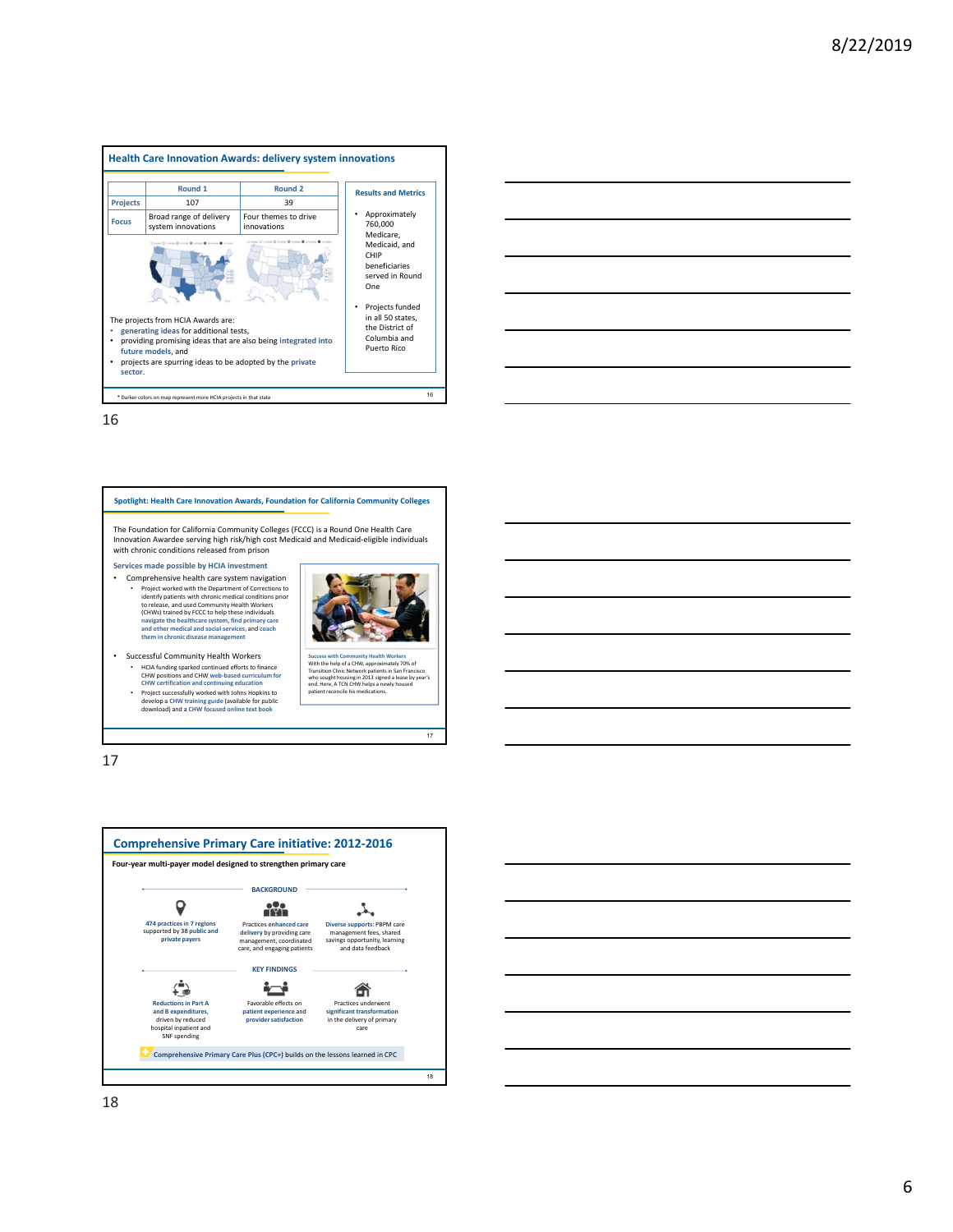## Health Care Innovation Awards: delivery system innovations

| | Round 1 | Round 2 |
|---|---|---|
| Projects | 107 | 39 |
| Focus | Broad range of delivery system innovations | Four themes to drive innovations |

The projects from HCIA Awards are:

- generating ideas for additional tests,
- providing promising ideas that are also being integrated into future models, and
- projects are spurring ideas to be adopted by the private sector.

**Results and Metrics**

- Approximately 760,000 Medicare, Medicaid, and CHIP beneficiaries served in Round One
- Projects funded in all 50 states, the District of Columbia and Puerto Rico

* Darker colors on map represent more HCIA projects in that state

---

## Spotlight: Health Care Innovation Awards, Foundation for California Community Colleges

The Foundation for California Community Colleges (FCCC) is a Round One Health Care Innovation Awardee serving high risk/high cost Medicaid and Medicaid-eligible individuals with chronic conditions released from prison

**Services made possible by HCIA investment**

- Comprehensive health care system navigation
  - Project worked with the Department of Corrections to identify patients with chronic medical conditions prior to release, and used Community Health Workers (CHWs) trained by FCCC to help these individuals navigate the healthcare system, find primary care and other medical and social services, and coach them in chronic disease management
- Successful Community Health Workers
  - HCIA funding sparked continued efforts to finance CHW positions and CHW web-based curriculum for CHW certification and continuing education
  - Project successfully worked with Johns Hopkins to develop a CHW training guide (available for public download) and a CHW focused online text book

**Success with Community Health Workers**
With the help of a CHW, approximately 70% of Transition Clinic Network patients in San Francisco who sought housing in 2013 signed a lease by year's end. Here, A TCN CHW helps a newly housed patient reconcile his medications.

---

## Comprehensive Primary Care initiative: 2012-2016

**Four-year multi-payer model designed to strengthen primary care**

**BACKGROUND**

- 474 practices in 7 regions supported by 38 public and private payers
- Practices enhanced care delivery by providing care management, coordinated care, and engaging patients
- Diverse supports: PBPM care management fees, shared savings opportunity, learning and data feedback

**KEY FINDINGS**

- Reductions in Part A and B expenditures, driven by reduced hospital inpatient and SNF spending
- Favorable effects on patient experience and provider satisfaction
- Practices underwent significant transformation in the delivery of primary care

Comprehensive Primary Care Plus (CPC+) builds on the lessons learned in CPC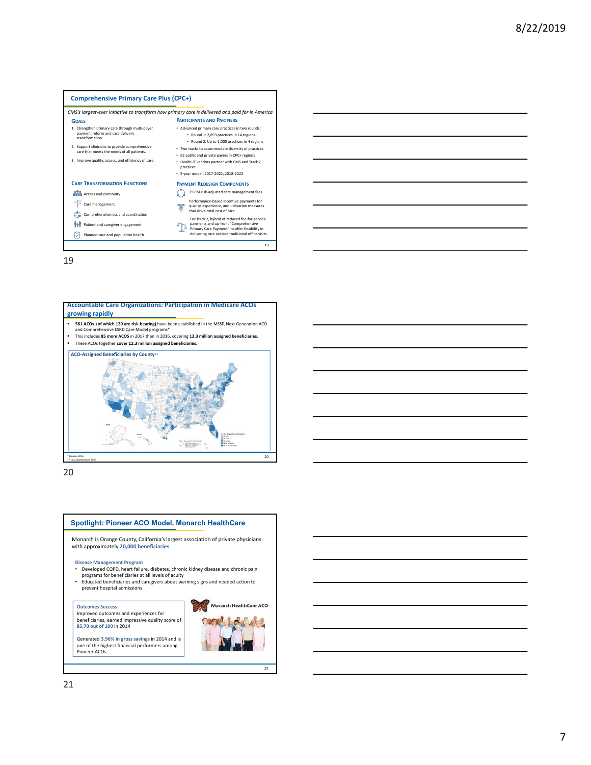## Comprehensive Primary Care Plus (CPC+)

*CMS's largest-ever initiative to transform how primary care is delivered and paid for in America*

### Goals

1. Strengthen primary care through multi-payer payment reform and care delivery transformation.
2. Support clinicians to provide comprehensive care that meets the needs of all patients.
3. Improve quality, access, and efficiency of care.

### Participants and Partners

- Advanced primary care practices in two rounds:
  - Round 1: 2,893 practices in 14 regions
  - Round 2: Up to 1,000 practices in 4 regions
- Two tracks to accommodate diversity of practices
- 62 public and private payers in CPC+ regions
- Health IT vendors partner with CMS and Track 2 practices
- 5 year model: 2017-2021; 2018-2022

### Care Transformation Functions

- Access and continuity
- Care management
- Comprehensiveness and coordination
- Patient and caregiver engagement
- Planned care and population health

### Payment Redesign Components

- PBPM risk-adjusted care management fees
- Performance-based incentive payments for quality, experience, and utilization measures that drive total cost of care
- For Track 2, hybrid of reduced fee-for-service payments and up-front "Comprehensive Primary Care Payment" to offer flexibility in delivering care outside traditional office visits

19

## Accountable Care Organizations: Participation in Medicare ACOs growing rapidly

- **561 ACOs (of which 120 are risk-bearing)** have been established in the MSSP, Next Generation ACO and Comprehensive ESRD Care Model programs*
- This includes **85 more ACOS** in 2017 than in 2016. covering **12.3 million assigned beneficiaries.**
- These ACOs together **cover 12.3 million assigned beneficiaries.**

**ACO-Assigned Beneficiaries by County****

\* January 2016
\*\* Last updated April 2015

20

## Spotlight: Pioneer ACO Model, Monarch HealthCare

Monarch is Orange County, California's largest association of private physicians with approximately **20,000 beneficiaries.**

**Disease Management Program**

- Developed COPD, heart failure, diabetes, chronic kidney disease and chronic pain programs for beneficiaries at all levels of acuity
- Educated beneficiaries and caregivers about warning signs and needed action to prevent hospital admissions

**Outcomes Success**

Improved outcomes and experiences for beneficiaries, earned impressive quality score of **85.70 out of 100** in 2014

Generated **3.96% in gross savings** in 2014 and is one of the highest financial performers among Pioneer ACOs

Monarch HealthCare ACO

21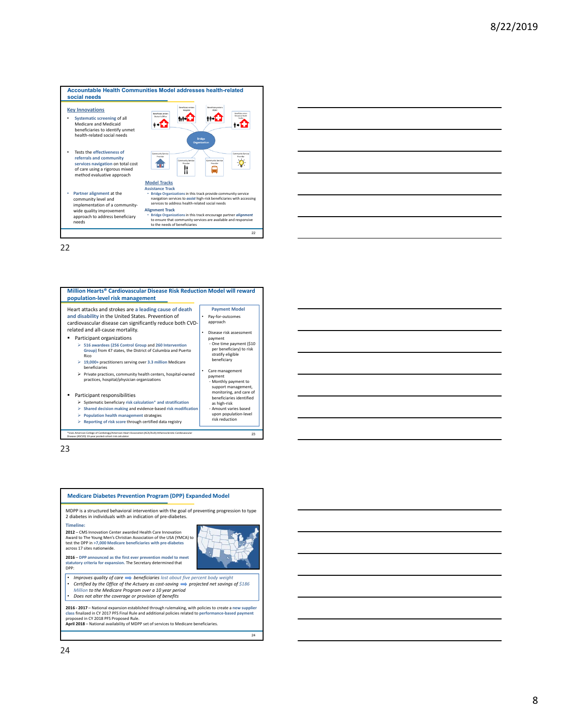## Accountable Health Communities Model addresses health-related social needs

**Key Innovations**

- Systematic screening of all Medicare and Medicaid beneficiaries to identify unmet health-related social needs
- Tests the effectiveness of referrals and community services navigation on total cost of care using a rigorous mixed method evaluative approach
- Partner alignment at the community level and implementation of a community-wide quality improvement approach to address beneficiary needs

**Model Tracks**

Assistance Track

- Bridge Organizations in this track provide community service navigation services to *assist* high-risk beneficiaries with accessing services to address health-related social needs

Alignment Track

- Bridge Organizations in this track encourage partner *alignment* to ensure that community services are available and responsive to the needs of beneficiaries

## Million Hearts® Cardiovascular Disease Risk Reduction Model will reward population-level risk management

Heart attacks and strokes are a leading cause of death and disability in the United States. Prevention of cardiovascular disease can significantly reduce both CVD-related and all-cause mortality.

- Participant organizations
  - 516 awardees (256 Control Group and 260 Intervention Group) from 47 states, the District of Columbia and Puerto Rico
  - 19,000+ practitioners serving over 3.3 million Medicare beneficiaries
  - Private practices, community health centers, hospital-owned practices, hospital/physician organizations
- Participant responsibilities
  - Systematic beneficiary risk calculation* and stratification
  - Shared decision making and evidence-based risk modification
  - Population health management strategies
  - Reporting of risk score through certified data registry

**Payment Model**

- Pay-for-outcomes approach
- Disease risk assessment payment
  - One time payment ($10 per beneficiary) to risk stratify eligible beneficiary
- Care management payment
  - Monthly payment to support management, monitoring, and care of beneficiaries identified as high-risk
  - Amount varies based upon population-level risk reduction

*Uses American College of Cardiology/American Heart Association (ACA/AHA) Atherosclerotic Cardiovascular Disease (ASCVD) 10-year pooled cohort risk calculator

## Medicare Diabetes Prevention Program (DPP) Expanded Model

MDPP is a structured behavioral intervention with the goal of preventing progression to type 2 diabetes in individuals with an indication of pre-diabetes.

**Timeline:**

**2012** – CMS Innovation Center awarded Health Care Innovation Award to The Young Men's Christian Association of the USA (YMCA) to test the DPP in >7,000 Medicare beneficiaries with pre-diabetes across 17 sites nationwide.

**2016** – DPP announced as the first ever prevention model to meet statutory criteria for expansion. The Secretary determined that DPP:

- *Improves quality of care ➡ beneficiaries lost about five percent body weight*
- *Certified by the Office of the Actuary as cost-saving ➡ projected net savings of $186 Million to the Medicare Program over a 10 year period*
- *Does not alter the coverage or provision of benefits*

**2016 - 2017** – National expansion established through rulemaking, with policies to create a new supplier class finalized in CY 2017 PFS Final Rule and additional policies related to performance-based payment proposed in CY 2018 PFS Proposed Rule.

**April 2018** – National availability of MDPP set of services to Medicare beneficiaries.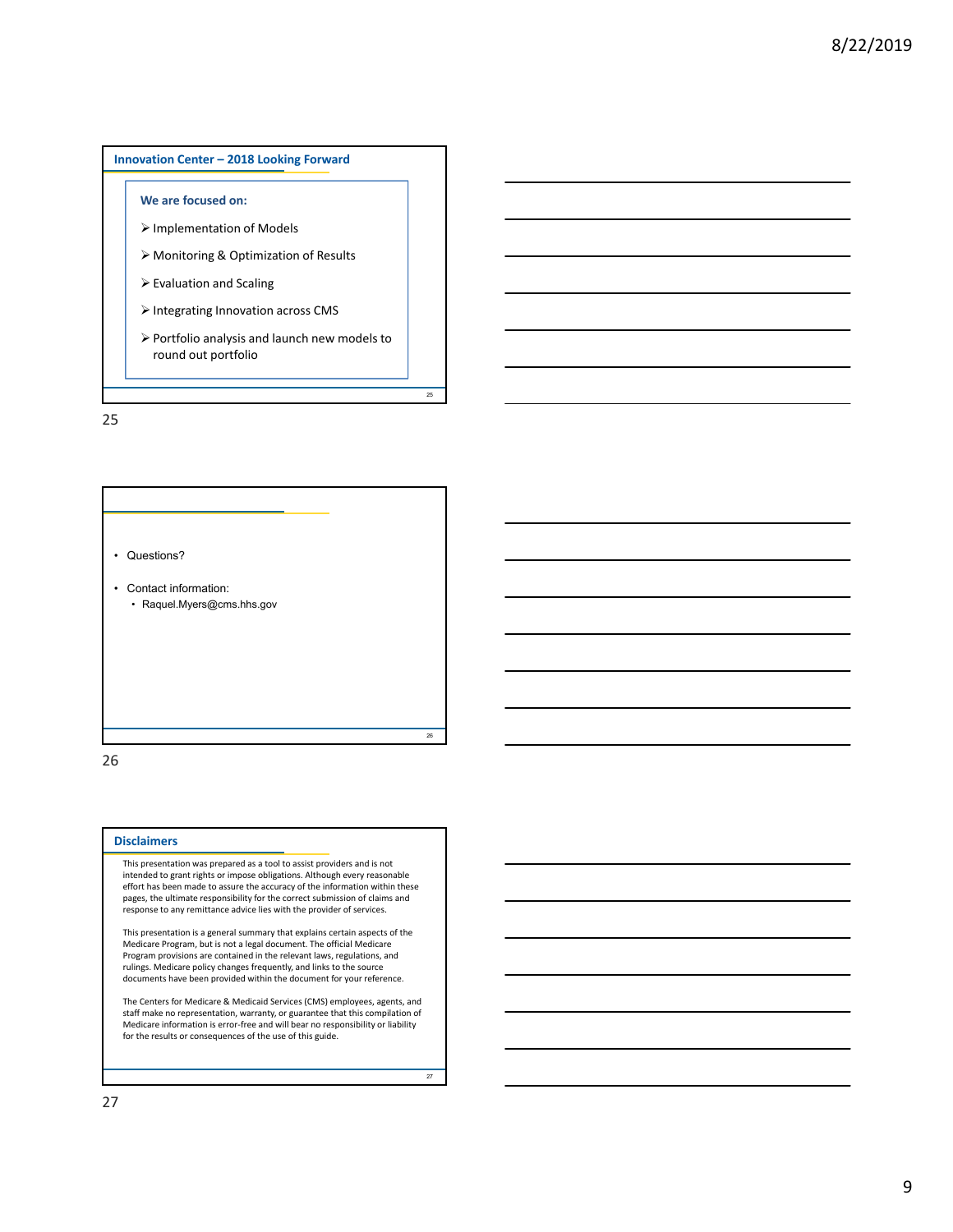## Innovation Center – 2018 Looking Forward

**We are focused on:**

- Implementation of Models
- Monitoring & Optimization of Results
- Evaluation and Scaling
- Integrating Innovation across CMS
- Portfolio analysis and launch new models to round out portfolio

---

- Questions?
- Contact information:
  - Raquel.Myers@cms.hhs.gov

---

## Disclaimers

This presentation was prepared as a tool to assist providers and is not intended to grant rights or impose obligations. Although every reasonable effort has been made to assure the accuracy of the information within these pages, the ultimate responsibility for the correct submission of claims and response to any remittance advice lies with the provider of services.

This presentation is a general summary that explains certain aspects of the Medicare Program, but is not a legal document. The official Medicare Program provisions are contained in the relevant laws, regulations, and rulings. Medicare policy changes frequently, and links to the source documents have been provided within the document for your reference.

The Centers for Medicare & Medicaid Services (CMS) employees, agents, and staff make no representation, warranty, or guarantee that this compilation of Medicare information is error-free and will bear no responsibility or liability for the results or consequences of the use of this guide.